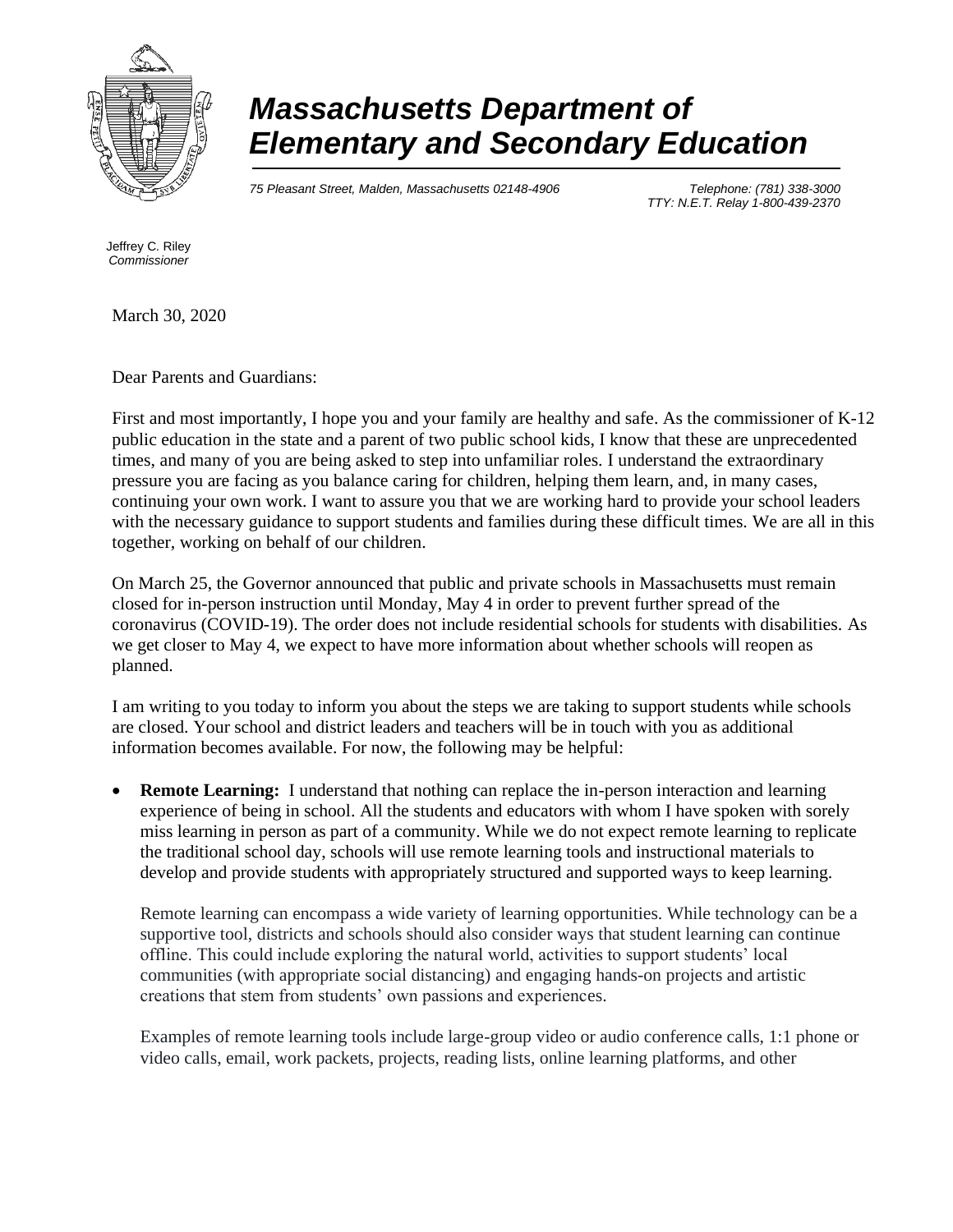# *Massachusetts Department of Elementary and Secondary Education*

*75 Pleasant Street, Malden, Massachusetts 02148-4906*

*Telephone: (781) 338-3000*
*TTY: N.E.T. Relay 1-800-439-2370*

Jeffrey C. Riley
*Commissioner*

March 30, 2020

Dear Parents and Guardians:

First and most importantly, I hope you and your family are healthy and safe. As the commissioner of K-12 public education in the state and a parent of two public school kids, I know that these are unprecedented times, and many of you are being asked to step into unfamiliar roles. I understand the extraordinary pressure you are facing as you balance caring for children, helping them learn, and, in many cases, continuing your own work. I want to assure you that we are working hard to provide your school leaders with the necessary guidance to support students and families during these difficult times. We are all in this together, working on behalf of our children.

On March 25, the Governor announced that public and private schools in Massachusetts must remain closed for in-person instruction until Monday, May 4 in order to prevent further spread of the coronavirus (COVID-19). The order does not include residential schools for students with disabilities. As we get closer to May 4, we expect to have more information about whether schools will reopen as planned.

I am writing to you today to inform you about the steps we are taking to support students while schools are closed. Your school and district leaders and teachers will be in touch with you as additional information becomes available. For now, the following may be helpful:

- **Remote Learning:** I understand that nothing can replace the in-person interaction and learning experience of being in school. All the students and educators with whom I have spoken with sorely miss learning in person as part of a community. While we do not expect remote learning to replicate the traditional school day, schools will use remote learning tools and instructional materials to develop and provide students with appropriately structured and supported ways to keep learning.

  Remote learning can encompass a wide variety of learning opportunities. While technology can be a supportive tool, districts and schools should also consider ways that student learning can continue offline. This could include exploring the natural world, activities to support students' local communities (with appropriate social distancing) and engaging hands-on projects and artistic creations that stem from students' own passions and experiences.

  Examples of remote learning tools include large-group video or audio conference calls, 1:1 phone or video calls, email, work packets, projects, reading lists, online learning platforms, and other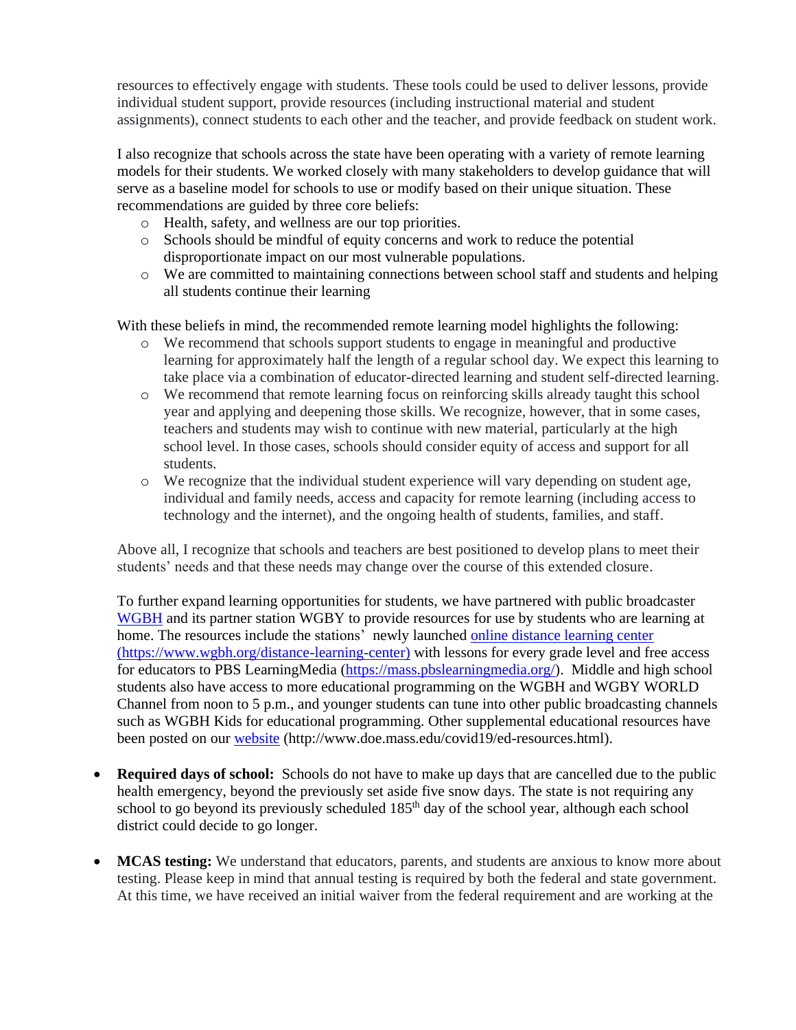resources to effectively engage with students. These tools could be used to deliver lessons, provide individual student support, provide resources (including instructional material and student assignments), connect students to each other and the teacher, and provide feedback on student work.

I also recognize that schools across the state have been operating with a variety of remote learning models for their students. We worked closely with many stakeholders to develop guidance that will serve as a baseline model for schools to use or modify based on their unique situation. These recommendations are guided by three core beliefs:

- Health, safety, and wellness are our top priorities.
- Schools should be mindful of equity concerns and work to reduce the potential disproportionate impact on our most vulnerable populations.
- We are committed to maintaining connections between school staff and students and helping all students continue their learning

With these beliefs in mind, the recommended remote learning model highlights the following:

- We recommend that schools support students to engage in meaningful and productive learning for approximately half the length of a regular school day. We expect this learning to take place via a combination of educator-directed learning and student self-directed learning.
- We recommend that remote learning focus on reinforcing skills already taught this school year and applying and deepening those skills. We recognize, however, that in some cases, teachers and students may wish to continue with new material, particularly at the high school level. In those cases, schools should consider equity of access and support for all students.
- We recognize that the individual student experience will vary depending on student age, individual and family needs, access and capacity for remote learning (including access to technology and the internet), and the ongoing health of students, families, and staff.

Above all, I recognize that schools and teachers are best positioned to develop plans to meet their students' needs and that these needs may change over the course of this extended closure.

To further expand learning opportunities for students, we have partnered with public broadcaster WGBH and its partner station WGBY to provide resources for use by students who are learning at home. The resources include the stations' newly launched online distance learning center (https://www.wgbh.org/distance-learning-center) with lessons for every grade level and free access for educators to PBS LearningMedia (https://mass.pbslearningmedia.org/). Middle and high school students also have access to more educational programming on the WGBH and WGBY WORLD Channel from noon to 5 p.m., and younger students can tune into other public broadcasting channels such as WGBH Kids for educational programming. Other supplemental educational resources have been posted on our website (http://www.doe.mass.edu/covid19/ed-resources.html).

- **Required days of school:** Schools do not have to make up days that are cancelled due to the public health emergency, beyond the previously set aside five snow days. The state is not requiring any school to go beyond its previously scheduled 185th day of the school year, although each school district could decide to go longer.

- **MCAS testing:** We understand that educators, parents, and students are anxious to know more about testing. Please keep in mind that annual testing is required by both the federal and state government. At this time, we have received an initial waiver from the federal requirement and are working at the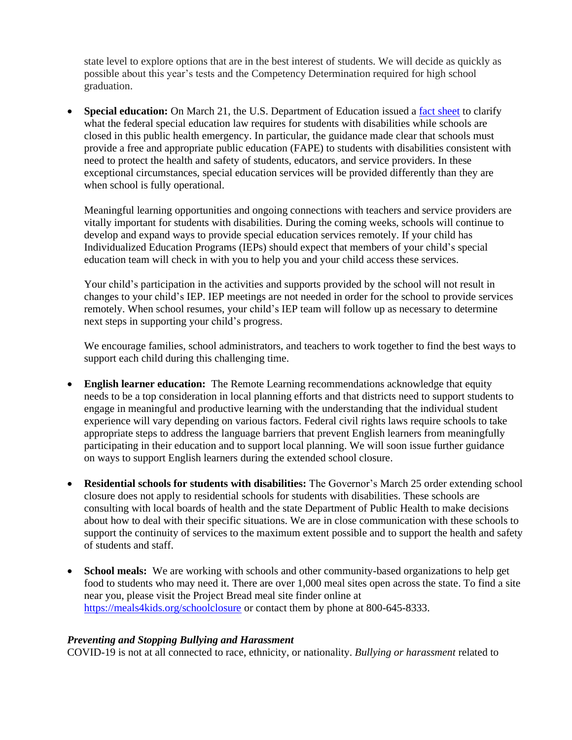state level to explore options that are in the best interest of students. We will decide as quickly as possible about this year's tests and the Competency Determination required for high school graduation.

- **Special education:** On March 21, the U.S. Department of Education issued a [fact sheet] to clarify what the federal special education law requires for students with disabilities while schools are closed in this public health emergency. In particular, the guidance made clear that schools must provide a free and appropriate public education (FAPE) to students with disabilities consistent with need to protect the health and safety of students, educators, and service providers. In these exceptional circumstances, special education services will be provided differently than they are when school is fully operational.

  Meaningful learning opportunities and ongoing connections with teachers and service providers are vitally important for students with disabilities. During the coming weeks, schools will continue to develop and expand ways to provide special education services remotely. If your child has Individualized Education Programs (IEPs) should expect that members of your child's special education team will check in with you to help you and your child access these services.

  Your child's participation in the activities and supports provided by the school will not result in changes to your child's IEP. IEP meetings are not needed in order for the school to provide services remotely. When school resumes, your child's IEP team will follow up as necessary to determine next steps in supporting your child's progress.

  We encourage families, school administrators, and teachers to work together to find the best ways to support each child during this challenging time.

- **English learner education:** The Remote Learning recommendations acknowledge that equity needs to be a top consideration in local planning efforts and that districts need to support students to engage in meaningful and productive learning with the understanding that the individual student experience will vary depending on various factors. Federal civil rights laws require schools to take appropriate steps to address the language barriers that prevent English learners from meaningfully participating in their education and to support local planning. We will soon issue further guidance on ways to support English learners during the extended school closure.

- **Residential schools for students with disabilities:** The Governor's March 25 order extending school closure does not apply to residential schools for students with disabilities. These schools are consulting with local boards of health and the state Department of Public Health to make decisions about how to deal with their specific situations. We are in close communication with these schools to support the continuity of services to the maximum extent possible and to support the health and safety of students and staff.

- **School meals:** We are working with schools and other community-based organizations to help get food to students who may need it. There are over 1,000 meal sites open across the state. To find a site near you, please visit the Project Bread meal site finder online at https://meals4kids.org/schoolclosure or contact them by phone at 800-645-8333.

***Preventing and Stopping Bullying and Harassment***

COVID-19 is not at all connected to race, ethnicity, or nationality. *Bullying or harassment* related to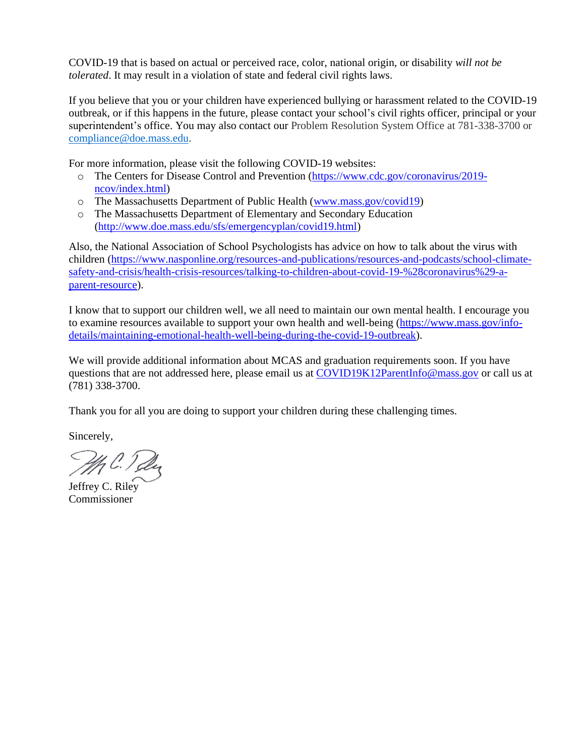COVID-19 that is based on actual or perceived race, color, national origin, or disability *will not be tolerated*. It may result in a violation of state and federal civil rights laws.

If you believe that you or your children have experienced bullying or harassment related to the COVID-19 outbreak, or if this happens in the future, please contact your school's civil rights officer, principal or your superintendent's office. You may also contact our Problem Resolution System Office at 781-338-3700 or [compliance@doe.mass.edu](mailto:compliance@doe.mass.edu).

For more information, please visit the following COVID-19 websites:

- The Centers for Disease Control and Prevention ([https://www.cdc.gov/coronavirus/2019-ncov/index.html](https://www.cdc.gov/coronavirus/2019-ncov/index.html))
- The Massachusetts Department of Public Health ([www.mass.gov/covid19](http://www.mass.gov/covid19))
- The Massachusetts Department of Elementary and Secondary Education ([http://www.doe.mass.edu/sfs/emergencyplan/covid19.html](http://www.doe.mass.edu/sfs/emergencyplan/covid19.html))

Also, the National Association of School Psychologists has advice on how to talk about the virus with children ([https://www.nasponline.org/resources-and-publications/resources-and-podcasts/school-climate-safety-and-crisis/health-crisis-resources/talking-to-children-about-covid-19-%28coronavirus%29-a-parent-resource](https://www.nasponline.org/resources-and-publications/resources-and-podcasts/school-climate-safety-and-crisis/health-crisis-resources/talking-to-children-about-covid-19-%28coronavirus%29-a-parent-resource)).

I know that to support our children well, we all need to maintain our own mental health. I encourage you to examine resources available to support your own health and well-being ([https://www.mass.gov/info-details/maintaining-emotional-health-well-being-during-the-covid-19-outbreak](https://www.mass.gov/info-details/maintaining-emotional-health-well-being-during-the-covid-19-outbreak)).

We will provide additional information about MCAS and graduation requirements soon. If you have questions that are not addressed here, please email us at [COVID19K12ParentInfo@mass.gov](mailto:COVID19K12ParentInfo@mass.gov) or call us at (781) 338-3700.

Thank you for all you are doing to support your children during these challenging times.

Sincerely,

Jeffrey C. Riley
Commissioner